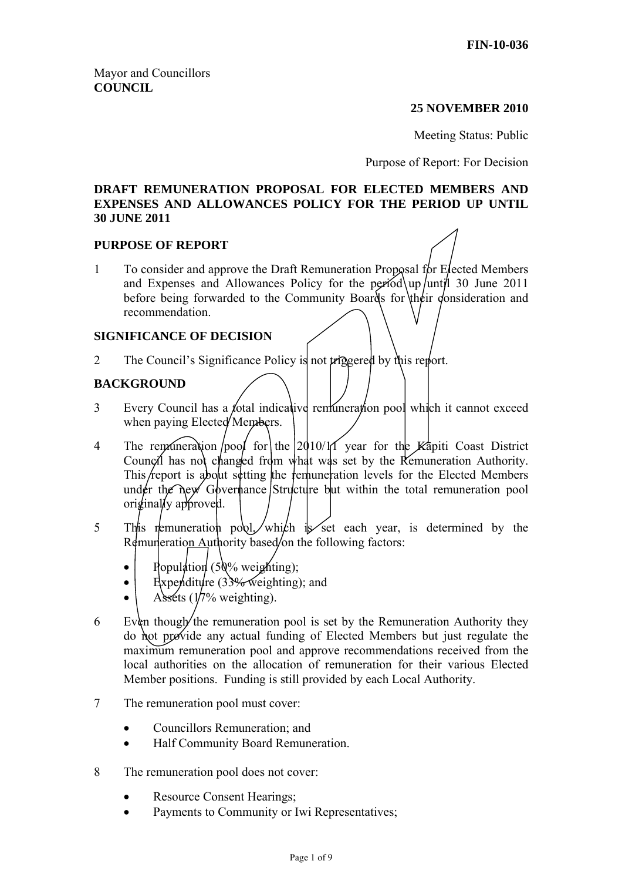FIN-10-036

Mayor and Councillors
**COUNCIL**

**25 NOVEMBER 2010**

Meeting Status: Public

Purpose of Report: For Decision

## DRAFT REMUNERATION PROPOSAL FOR ELECTED MEMBERS AND EXPENSES AND ALLOWANCES POLICY FOR THE PERIOD UP UNTIL 30 JUNE 2011

### PURPOSE OF REPORT

1 To consider and approve the Draft Remuneration Proposal for Elected Members and Expenses and Allowances Policy for the period up until 30 June 2011 before being forwarded to the Community Boards for their consideration and recommendation.

### SIGNIFICANCE OF DECISION

2 The Council's Significance Policy is not triggered by this report.

### BACKGROUND

3 Every Council has a total indicative remuneration pool which it cannot exceed when paying Elected Members.

4 The remuneration pool for the 2010/11 year for the Kapiti Coast District Council has not changed from what was set by the Remuneration Authority. This report is about setting the remuneration levels for the Elected Members under the new Governance Structure but within the total remuneration pool originally approved.

5 This remuneration pool, which is set each year, is determined by the Remuneration Authority based on the following factors:

- Population (50% weighting);
- Expenditure (33% weighting); and
- Assets (17% weighting).

6 Even though the remuneration pool is set by the Remuneration Authority they do not provide any actual funding of Elected Members but just regulate the maximum remuneration pool and approve recommendations received from the local authorities on the allocation of remuneration for their various Elected Member positions. Funding is still provided by each Local Authority.

7 The remuneration pool must cover:

- Councillors Remuneration; and
- Half Community Board Remuneration.

8 The remuneration pool does not cover:

- Resource Consent Hearings;
- Payments to Community or Iwi Representatives;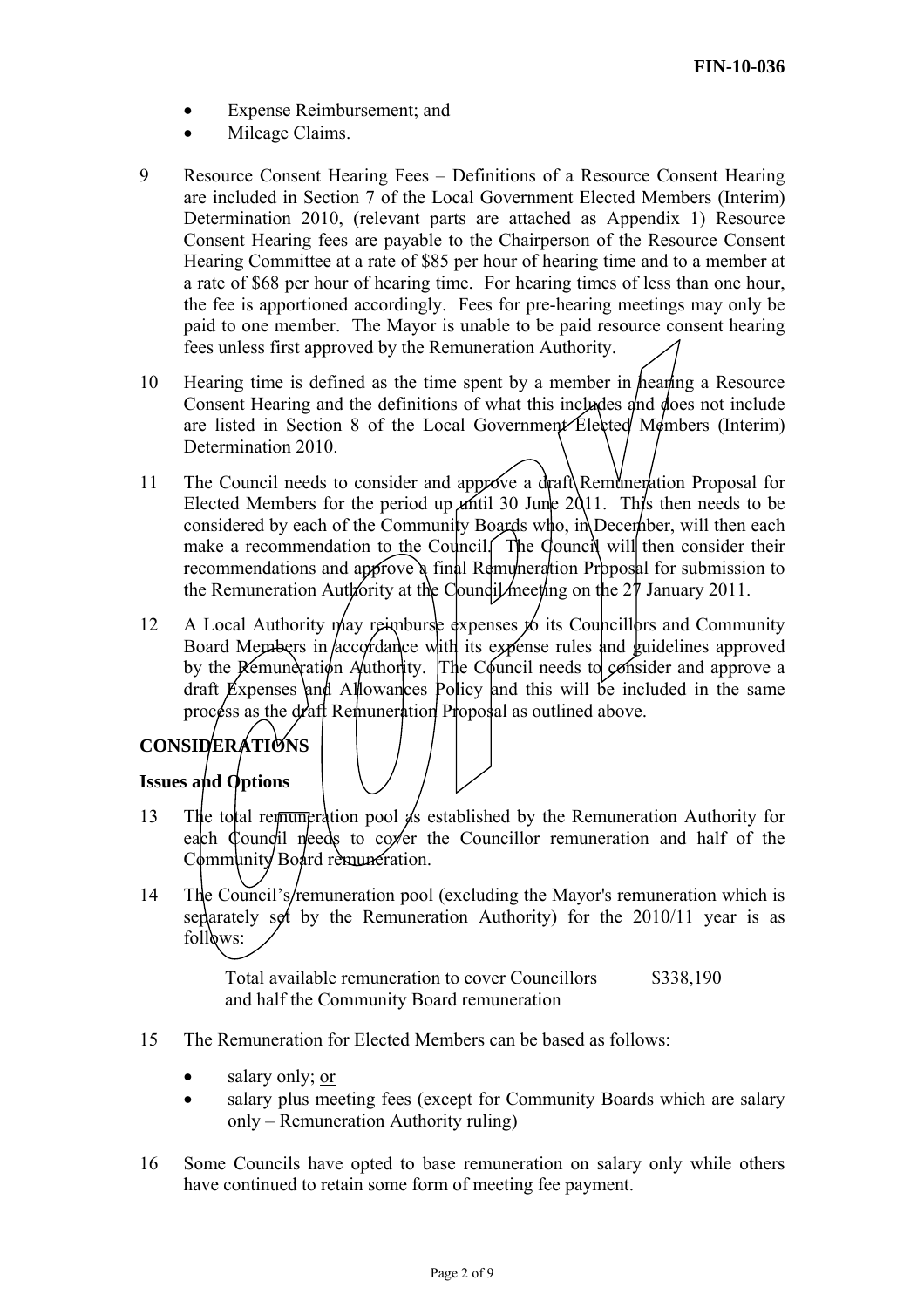- Expense Reimbursement; and
- Mileage Claims.

9 Resource Consent Hearing Fees – Definitions of a Resource Consent Hearing are included in Section 7 of the Local Government Elected Members (Interim) Determination 2010, (relevant parts are attached as Appendix 1) Resource Consent Hearing fees are payable to the Chairperson of the Resource Consent Hearing Committee at a rate of $85 per hour of hearing time and to a member at a rate of $68 per hour of hearing time. For hearing times of less than one hour, the fee is apportioned accordingly. Fees for pre-hearing meetings may only be paid to one member. The Mayor is unable to be paid resource consent hearing fees unless first approved by the Remuneration Authority.

10 Hearing time is defined as the time spent by a member in hearing a Resource Consent Hearing and the definitions of what this includes and does not include are listed in Section 8 of the Local Government Elected Members (Interim) Determination 2010.

11 The Council needs to consider and approve a draft Remuneration Proposal for Elected Members for the period up until 30 June 2011. This then needs to be considered by each of the Community Boards who, in December, will then each make a recommendation to the Council. The Council will then consider their recommendations and approve a final Remuneration Proposal for submission to the Remuneration Authority at the Council meeting on the 27 January 2011.

12 A Local Authority may reimburse expenses to its Councillors and Community Board Members in accordance with its expense rules and guidelines approved by the Remuneration Authority. The Council needs to consider and approve a draft Expenses and Allowances Policy and this will be included in the same process as the draft Remuneration Proposal as outlined above.

## CONSIDERATIONS

### Issues and Options

13 The total remuneration pool as established by the Remuneration Authority for each Council needs to cover the Councillor remuneration and half of the Community Board remuneration.

14 The Council's remuneration pool (excluding the Mayor's remuneration which is separately set by the Remuneration Authority) for the 2010/11 year is as follows:

| | |
|---|---|
| Total available remuneration to cover Councillors and half the Community Board remuneration | $338,190 |

15 The Remuneration for Elected Members can be based as follows:

- salary only; or
- salary plus meeting fees (except for Community Boards which are salary only – Remuneration Authority ruling)

16 Some Councils have opted to base remuneration on salary only while others have continued to retain some form of meeting fee payment.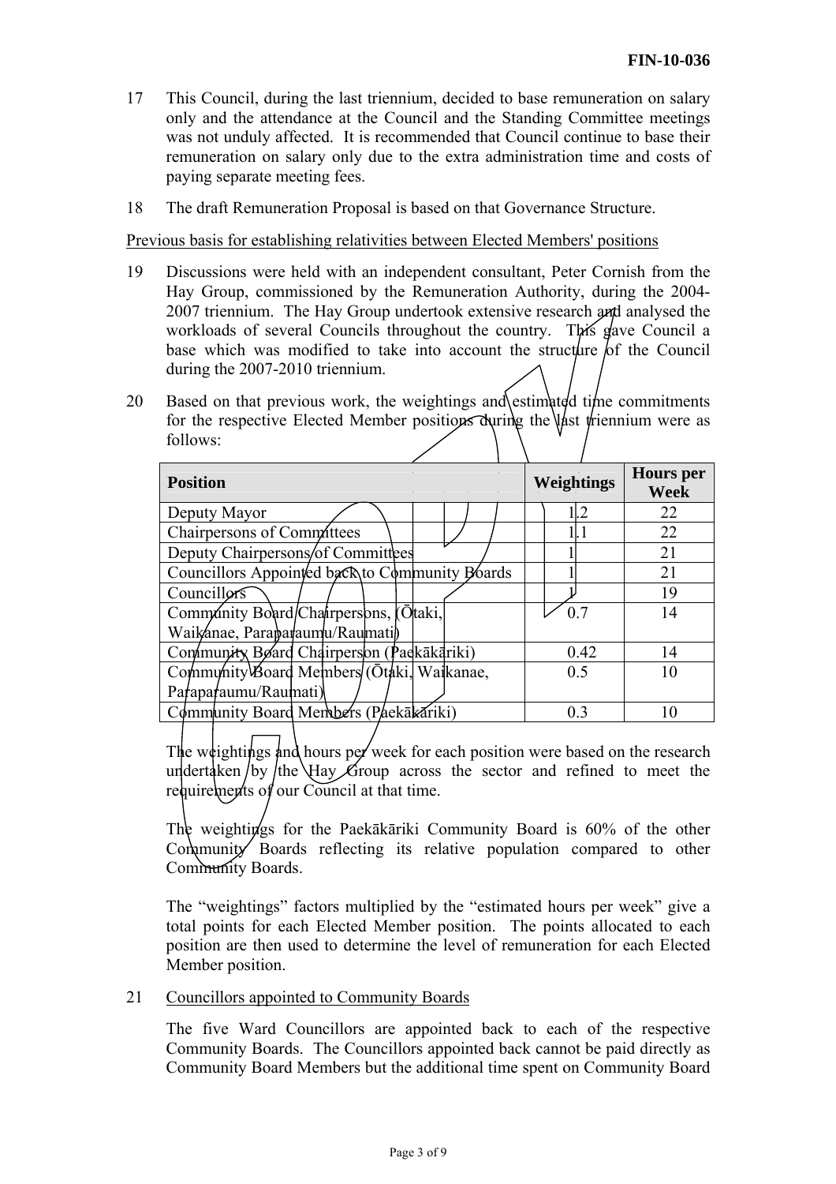17 This Council, during the last triennium, decided to base remuneration on salary only and the attendance at the Council and the Standing Committee meetings was not unduly affected. It is recommended that Council continue to base their remuneration on salary only due to the extra administration time and costs of paying separate meeting fees.

18 The draft Remuneration Proposal is based on that Governance Structure.

Previous basis for establishing relativities between Elected Members' positions

19 Discussions were held with an independent consultant, Peter Cornish from the Hay Group, commissioned by the Remuneration Authority, during the 2004-2007 triennium. The Hay Group undertook extensive research and analysed the workloads of several Councils throughout the country. This gave Council a base which was modified to take into account the structure of the Council during the 2007-2010 triennium.

20 Based on that previous work, the weightings and estimated time commitments for the respective Elected Member positions during the last triennium were as follows:

| Position | Weightings | Hours per Week |
|---|---|---|
| Deputy Mayor | 1.2 | 22 |
| Chairpersons of Committees | 1.1 | 22 |
| Deputy Chairpersons of Committees | 1 | 21 |
| Councillors Appointed back to Community Boards | 1 | 21 |
| Councillors | 1 | 19 |
| Community Board Chairpersons, (Ōtaki, Waikanae, Paraparaumu/Raumati) | 0.7 | 14 |
| Community Board Chairperson (Paekākāriki) | 0.42 | 14 |
| Community Board Members (Ōtaki, Waikanae, Paraparaumu/Raumati) | 0.5 | 10 |
| Community Board Members (Paekākāriki) | 0.3 | 10 |

The weightings and hours per week for each position were based on the research undertaken by the Hay Group across the sector and refined to meet the requirements of our Council at that time.

The weightings for the Paekākāriki Community Board is 60% of the other Community Boards reflecting its relative population compared to other Community Boards.

The "weightings" factors multiplied by the "estimated hours per week" give a total points for each Elected Member position. The points allocated to each position are then used to determine the level of remuneration for each Elected Member position.

21 Councillors appointed to Community Boards

The five Ward Councillors are appointed back to each of the respective Community Boards. The Councillors appointed back cannot be paid directly as Community Board Members but the additional time spent on Community Board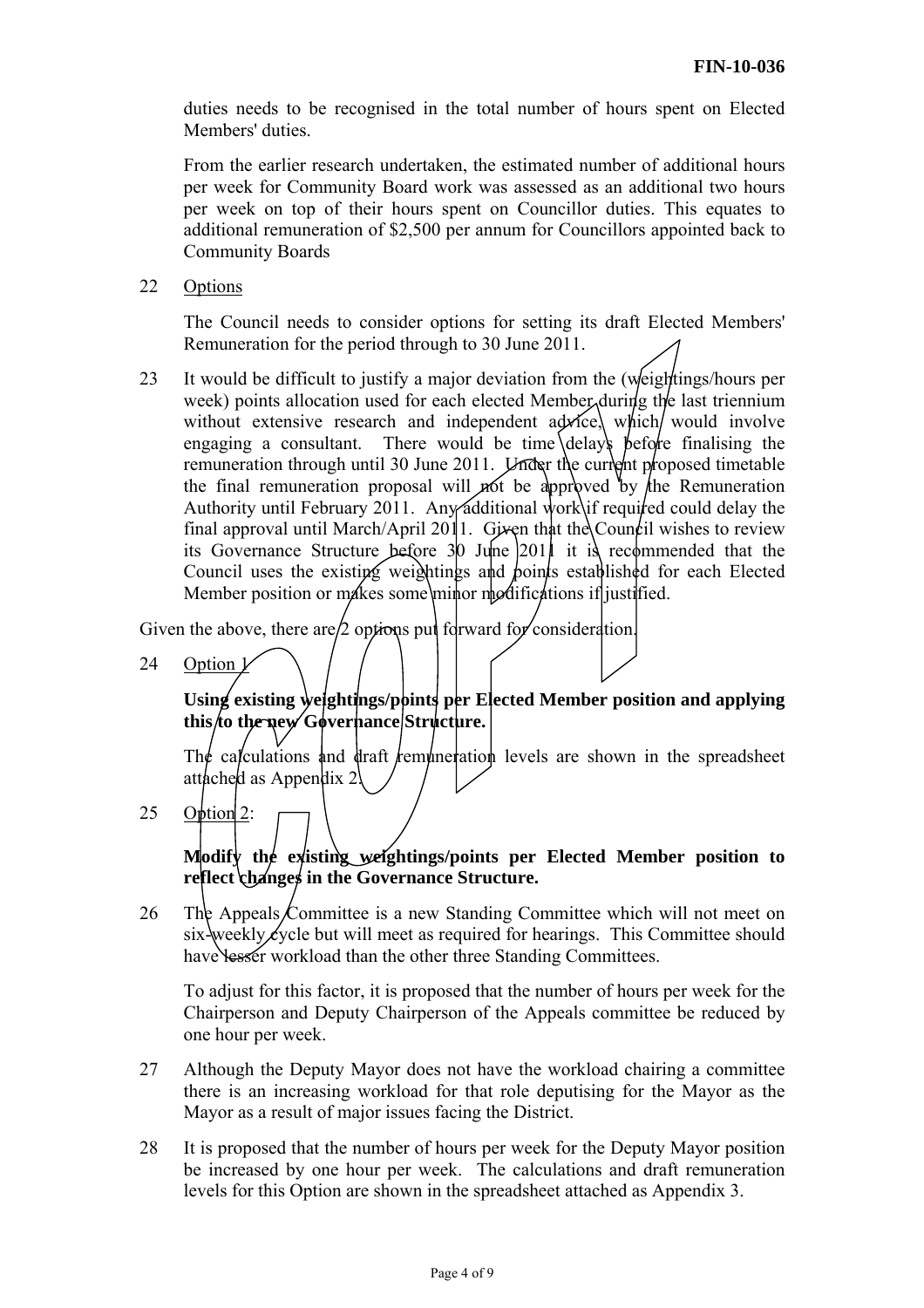duties needs to be recognised in the total number of hours spent on Elected Members' duties.

From the earlier research undertaken, the estimated number of additional hours per week for Community Board work was assessed as an additional two hours per week on top of their hours spent on Councillor duties. This equates to additional remuneration of $2,500 per annum for Councillors appointed back to Community Boards

22 Options

The Council needs to consider options for setting its draft Elected Members' Remuneration for the period through to 30 June 2011.

23 It would be difficult to justify a major deviation from the (weightings/hours per week) points allocation used for each elected Member during the last triennium without extensive research and independent advice, which would involve engaging a consultant. There would be time delays before finalising the remuneration through until 30 June 2011. Under the current proposed timetable the final remuneration proposal will not be approved by the Remuneration Authority until February 2011. Any additional work if required could delay the final approval until March/April 2011. Given that the Council wishes to review its Governance Structure before 30 June 2011 it is recommended that the Council uses the existing weightings and points established for each Elected Member position or makes some minor modifications if justified.

Given the above, there are 2 options put forward for consideration.

24 Option 1

**Using existing weightings/points per Elected Member position and applying this to the new Governance Structure.**

The calculations and draft remuneration levels are shown in the spreadsheet attached as Appendix 2.

25 Option 2:

**Modify the existing weightings/points per Elected Member position to reflect changes in the Governance Structure.**

26 The Appeals Committee is a new Standing Committee which will not meet on six-weekly cycle but will meet as required for hearings. This Committee should have lesser workload than the other three Standing Committees.

To adjust for this factor, it is proposed that the number of hours per week for the Chairperson and Deputy Chairperson of the Appeals committee be reduced by one hour per week.

27 Although the Deputy Mayor does not have the workload chairing a committee there is an increasing workload for that role deputising for the Mayor as the Mayor as a result of major issues facing the District.

28 It is proposed that the number of hours per week for the Deputy Mayor position be increased by one hour per week. The calculations and draft remuneration levels for this Option are shown in the spreadsheet attached as Appendix 3.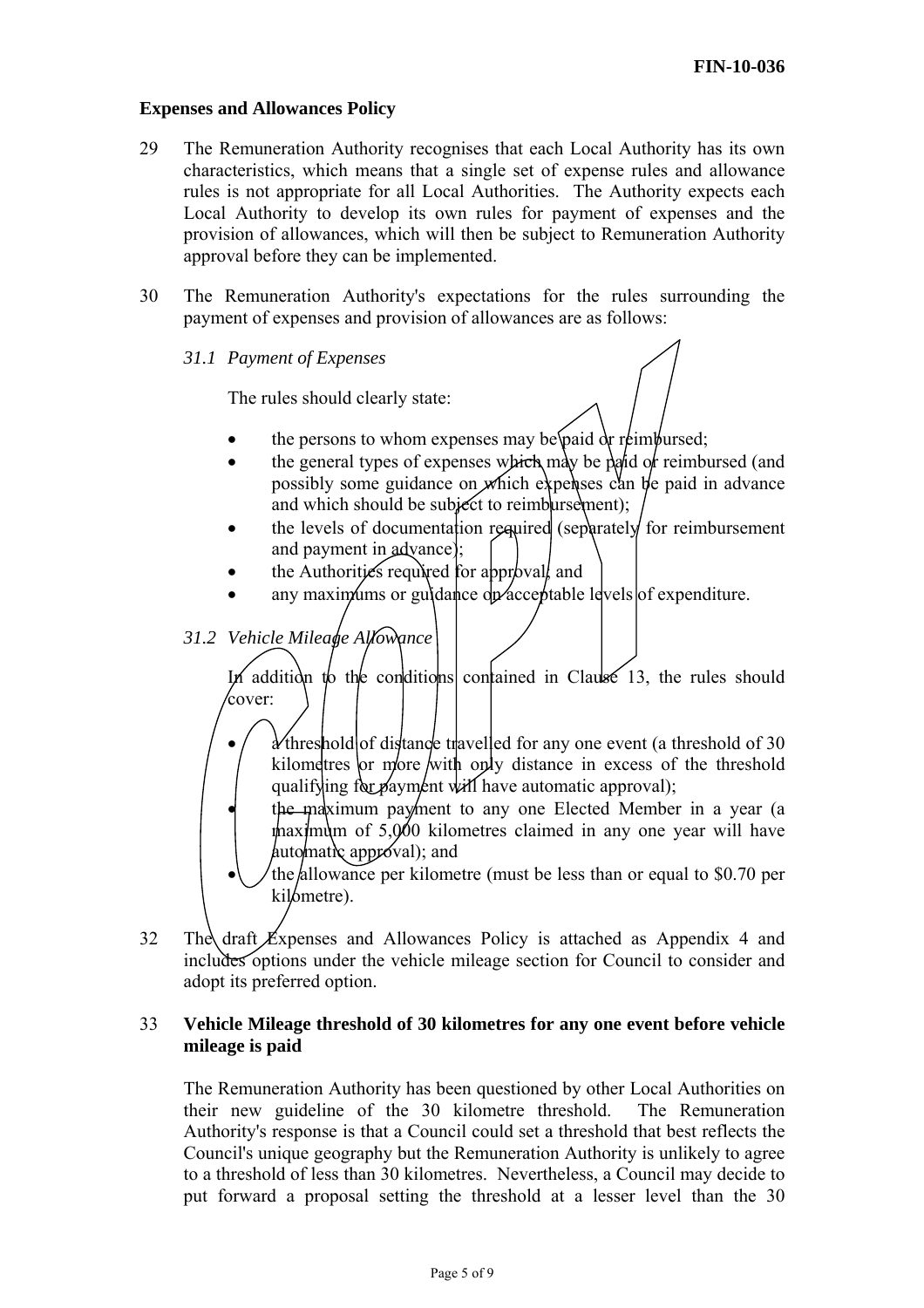**Expenses and Allowances Policy**

29 The Remuneration Authority recognises that each Local Authority has its own characteristics, which means that a single set of expense rules and allowance rules is not appropriate for all Local Authorities. The Authority expects each Local Authority to develop its own rules for payment of expenses and the provision of allowances, which will then be subject to Remuneration Authority approval before they can be implemented.

30 The Remuneration Authority's expectations for the rules surrounding the payment of expenses and provision of allowances are as follows:

*31.1 Payment of Expenses*

The rules should clearly state:

- the persons to whom expenses may be paid or reimbursed;
- the general types of expenses which may be paid or reimbursed (and possibly some guidance on which expenses can be paid in advance and which should be subject to reimbursement);
- the levels of documentation required (separately for reimbursement and payment in advance);
- the Authorities required for approval; and
- any maximums or guidance on acceptable levels of expenditure.

*31.2 Vehicle Mileage Allowance*

In addition to the conditions contained in Clause 13, the rules should cover:

- a threshold of distance travelled for any one event (a threshold of 30 kilometres or more with only distance in excess of the threshold qualifying for payment will have automatic approval);
- the maximum payment to any one Elected Member in a year (a maximum of 5,000 kilometres claimed in any one year will have automatic approval); and
- the allowance per kilometre (must be less than or equal to $0.70 per kilometre).

32 The draft Expenses and Allowances Policy is attached as Appendix 4 and includes options under the vehicle mileage section for Council to consider and adopt its preferred option.

33 **Vehicle Mileage threshold of 30 kilometres for any one event before vehicle mileage is paid**

The Remuneration Authority has been questioned by other Local Authorities on their new guideline of the 30 kilometre threshold. The Remuneration Authority's response is that a Council could set a threshold that best reflects the Council's unique geography but the Remuneration Authority is unlikely to agree to a threshold of less than 30 kilometres. Nevertheless, a Council may decide to put forward a proposal setting the threshold at a lesser level than the 30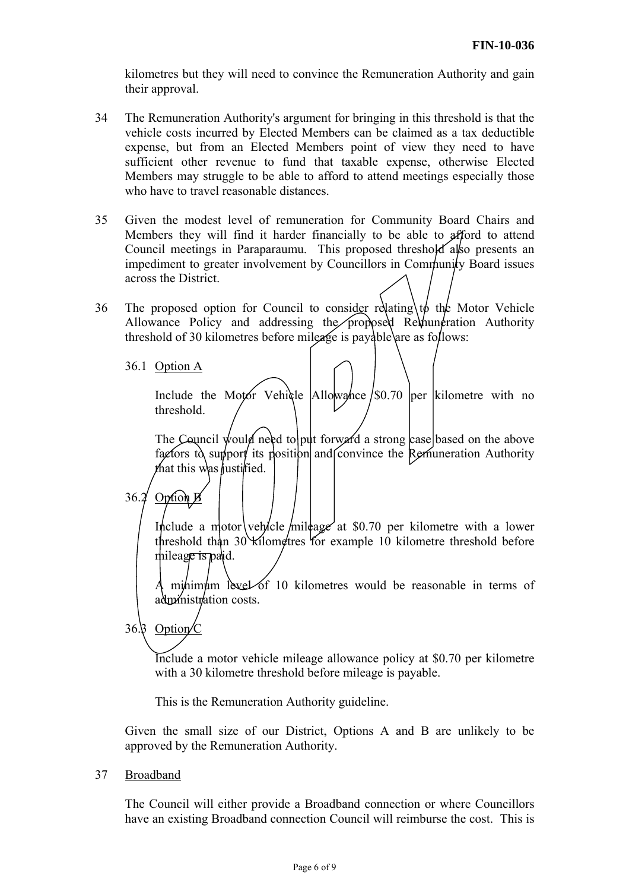kilometres but they will need to convince the Remuneration Authority and gain their approval.

34 The Remuneration Authority's argument for bringing in this threshold is that the vehicle costs incurred by Elected Members can be claimed as a tax deductible expense, but from an Elected Members point of view they need to have sufficient other revenue to fund that taxable expense, otherwise Elected Members may struggle to be able to afford to attend meetings especially those who have to travel reasonable distances.

35 Given the modest level of remuneration for Community Board Chairs and Members they will find it harder financially to be able to afford to attend Council meetings in Paraparaumu. This proposed threshold also presents an impediment to greater involvement by Councillors in Community Board issues across the District.

36 The proposed option for Council to consider relating to the Motor Vehicle Allowance Policy and addressing the proposed Remuneration Authority threshold of 30 kilometres before mileage is payable are as follows:

36.1 Option A

Include the Motor Vehicle Allowance $0.70 per kilometre with no threshold.

The Council would need to put forward a strong case based on the above factors to support its position and convince the Remuneration Authority that this was justified.

36.2 Option B

Include a motor vehicle mileage at $0.70 per kilometre with a lower threshold than 30 kilometres for example 10 kilometre threshold before mileage is paid.

A minimum level of 10 kilometres would be reasonable in terms of administration costs.

36.3 Option C

Include a motor vehicle mileage allowance policy at $0.70 per kilometre with a 30 kilometre threshold before mileage is payable.

This is the Remuneration Authority guideline.

Given the small size of our District, Options A and B are unlikely to be approved by the Remuneration Authority.

37 Broadband

The Council will either provide a Broadband connection or where Councillors have an existing Broadband connection Council will reimburse the cost. This is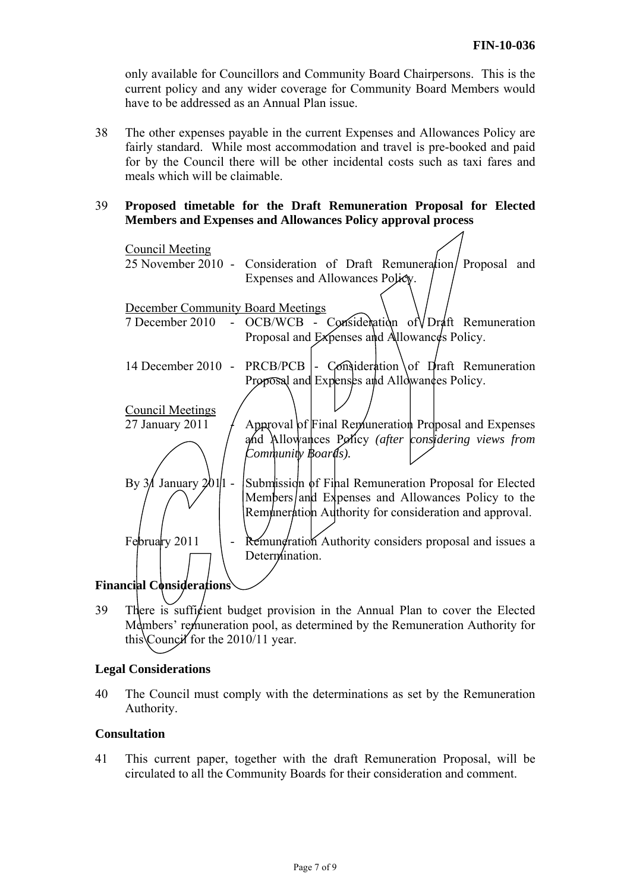only available for Councillors and Community Board Chairpersons. This is the current policy and any wider coverage for Community Board Members would have to be addressed as an Annual Plan issue.

38 The other expenses payable in the current Expenses and Allowances Policy are fairly standard. While most accommodation and travel is pre-booked and paid for by the Council there will be other incidental costs such as taxi fares and meals which will be claimable.

39 **Proposed timetable for the Draft Remuneration Proposal for Elected Members and Expenses and Allowances Policy approval process**

<u>Council Meeting</u>

25 November 2010 - Consideration of Draft Remuneration Proposal and Expenses and Allowances Policy.

<u>December Community Board Meetings</u>

7 December 2010 - OCB/WCB - Consideration of Draft Remuneration Proposal and Expenses and Allowances Policy.

14 December 2010 - PRCB/PCB - Consideration of Draft Remuneration Proposal and Expenses and Allowances Policy.

<u>Council Meetings</u>

27 January 2011 - Approval of Final Remuneration Proposal and Expenses and Allowances Policy *(after considering views from Community Boards).*

By 31 January 2011 - Submission of Final Remuneration Proposal for Elected Members and Expenses and Allowances Policy to the Remuneration Authority for consideration and approval.

February 2011 - Remuneration Authority considers proposal and issues a Determination.

**Financial Considerations**

39 There is sufficient budget provision in the Annual Plan to cover the Elected Members' remuneration pool, as determined by the Remuneration Authority for this Council for the 2010/11 year.

**Legal Considerations**

40 The Council must comply with the determinations as set by the Remuneration Authority.

**Consultation**

41 This current paper, together with the draft Remuneration Proposal, will be circulated to all the Community Boards for their consideration and comment.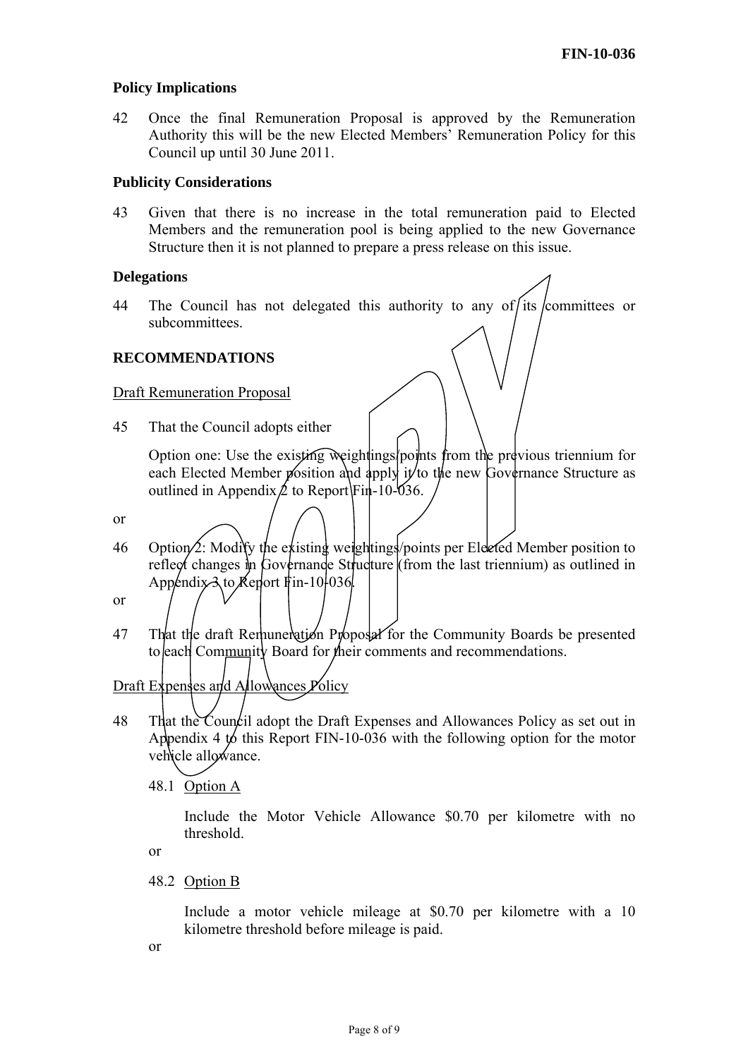**Policy Implications**

42 Once the final Remuneration Proposal is approved by the Remuneration Authority this will be the new Elected Members' Remuneration Policy for this Council up until 30 June 2011.

**Publicity Considerations**

43 Given that there is no increase in the total remuneration paid to Elected Members and the remuneration pool is being applied to the new Governance Structure then it is not planned to prepare a press release on this issue.

**Delegations**

44 The Council has not delegated this authority to any of its committees or subcommittees.

**RECOMMENDATIONS**

Draft Remuneration Proposal

45 That the Council adopts either

Option one: Use the existing weightings/points from the previous triennium for each Elected Member position and apply it to the new Governance Structure as outlined in Appendix 2 to Report Fin-10-036.

or

46 Option 2: Modify the existing weightings/points per Elected Member position to reflect changes in Governance Structure (from the last triennium) as outlined in Appendix 3 to Report Fin-10-036.

or

47 That the draft Remuneration Proposal for the Community Boards be presented to each Community Board for their comments and recommendations.

Draft Expenses and Allowances Policy

48 That the Council adopt the Draft Expenses and Allowances Policy as set out in Appendix 4 to this Report FIN-10-036 with the following option for the motor vehicle allowance.

48.1 Option A

Include the Motor Vehicle Allowance $0.70 per kilometre with no threshold.

or

48.2 Option B

Include a motor vehicle mileage at $0.70 per kilometre with a 10 kilometre threshold before mileage is paid.

or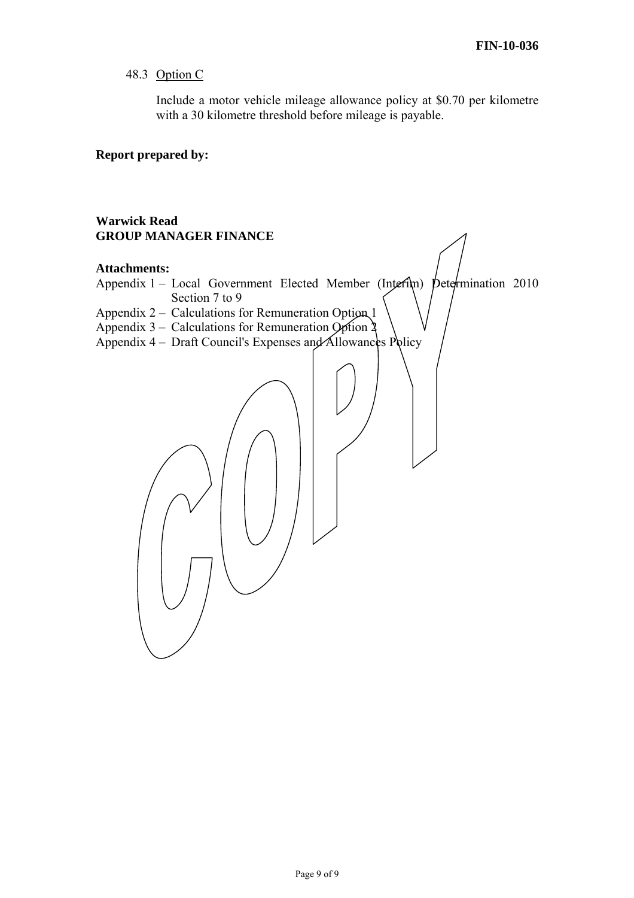48.3 Option C

Include a motor vehicle mileage allowance policy at $0.70 per kilometre with a 30 kilometre threshold before mileage is payable.

**Report prepared by:**

**Warwick Read**
**GROUP MANAGER FINANCE**

**Attachments:**

Appendix 1 – Local Government Elected Member (Interim) Determination 2010 Section 7 to 9
Appendix 2 – Calculations for Remuneration Option 1
Appendix 3 – Calculations for Remuneration Option 2
Appendix 4 – Draft Council's Expenses and Allowances Policy